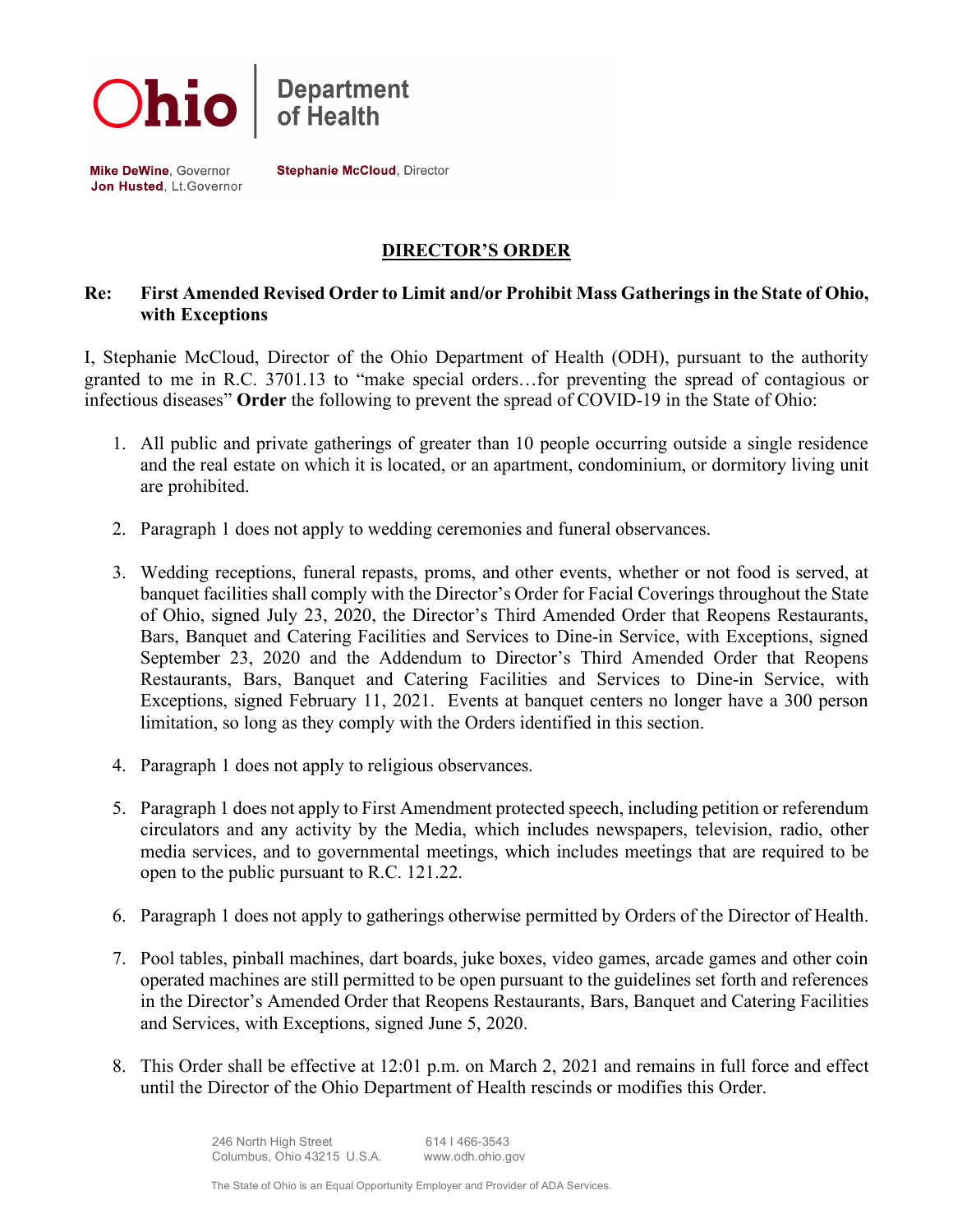**Ohio | Department of Health**

**Mike DeWine**, Governor
**Jon Husted**, Lt.Governor

**Stephanie McCloud**, Director

## DIRECTOR'S ORDER

**Re: First Amended Revised Order to Limit and/or Prohibit Mass Gatherings in the State of Ohio, with Exceptions**

I, Stephanie McCloud, Director of the Ohio Department of Health (ODH), pursuant to the authority granted to me in R.C. 3701.13 to "make special orders…for preventing the spread of contagious or infectious diseases" **Order** the following to prevent the spread of COVID-19 in the State of Ohio:

1. All public and private gatherings of greater than 10 people occurring outside a single residence and the real estate on which it is located, or an apartment, condominium, or dormitory living unit are prohibited.

2. Paragraph 1 does not apply to wedding ceremonies and funeral observances.

3. Wedding receptions, funeral repasts, proms, and other events, whether or not food is served, at banquet facilities shall comply with the Director's Order for Facial Coverings throughout the State of Ohio, signed July 23, 2020, the Director's Third Amended Order that Reopens Restaurants, Bars, Banquet and Catering Facilities and Services to Dine-in Service, with Exceptions, signed September 23, 2020 and the Addendum to Director's Third Amended Order that Reopens Restaurants, Bars, Banquet and Catering Facilities and Services to Dine-in Service, with Exceptions, signed February 11, 2021. Events at banquet centers no longer have a 300 person limitation, so long as they comply with the Orders identified in this section.

4. Paragraph 1 does not apply to religious observances.

5. Paragraph 1 does not apply to First Amendment protected speech, including petition or referendum circulators and any activity by the Media, which includes newspapers, television, radio, other media services, and to governmental meetings, which includes meetings that are required to be open to the public pursuant to R.C. 121.22.

6. Paragraph 1 does not apply to gatherings otherwise permitted by Orders of the Director of Health.

7. Pool tables, pinball machines, dart boards, juke boxes, video games, arcade games and other coin operated machines are still permitted to be open pursuant to the guidelines set forth and references in the Director's Amended Order that Reopens Restaurants, Bars, Banquet and Catering Facilities and Services, with Exceptions, signed June 5, 2020.

8. This Order shall be effective at 12:01 p.m. on March 2, 2021 and remains in full force and effect until the Director of the Ohio Department of Health rescinds or modifies this Order.

246 North High Street
Columbus, Ohio 43215 U.S.A.

614 | 466-3543
www.odh.ohio.gov

The State of Ohio is an Equal Opportunity Employer and Provider of ADA Services.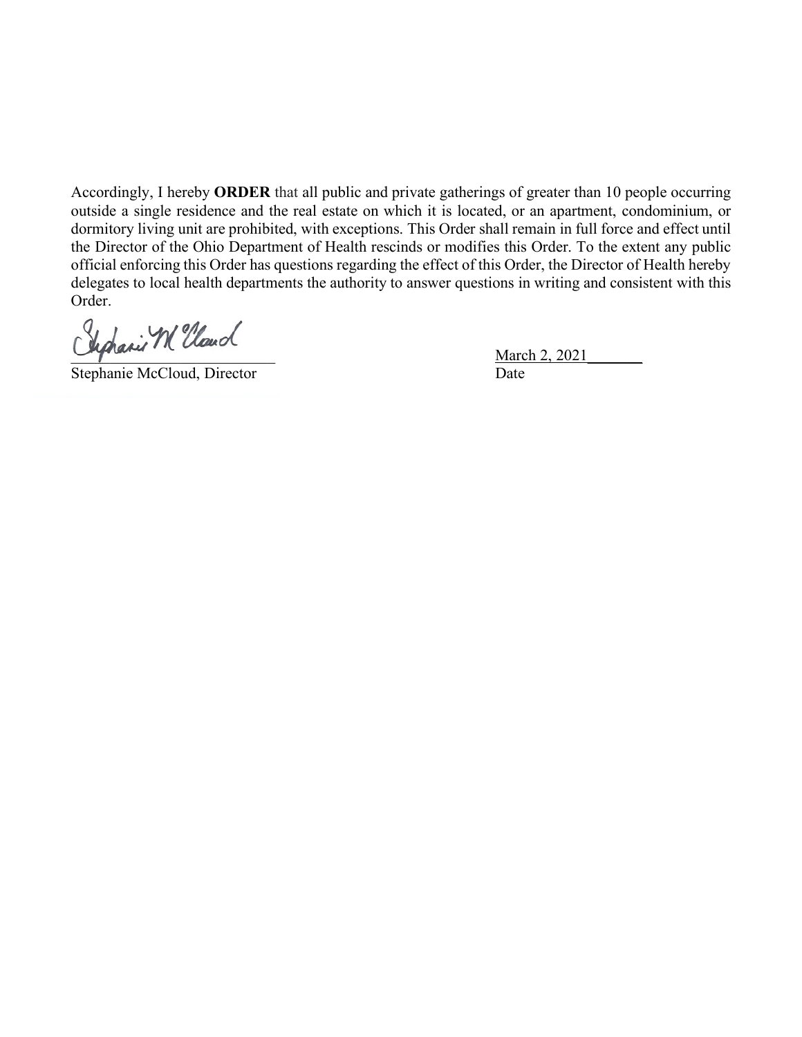Accordingly, I hereby **ORDER** that all public and private gatherings of greater than 10 people occurring outside a single residence and the real estate on which it is located, or an apartment, condominium, or dormitory living unit are prohibited, with exceptions. This Order shall remain in full force and effect until the Director of the Ohio Department of Health rescinds or modifies this Order. To the extent any public official enforcing this Order has questions regarding the effect of this Order, the Director of Health hereby delegates to local health departments the authority to answer questions in writing and consistent with this Order.

| | |
|---|---|
| Stephanie McCloud, Director | March 2, 2021 |
| | Date |